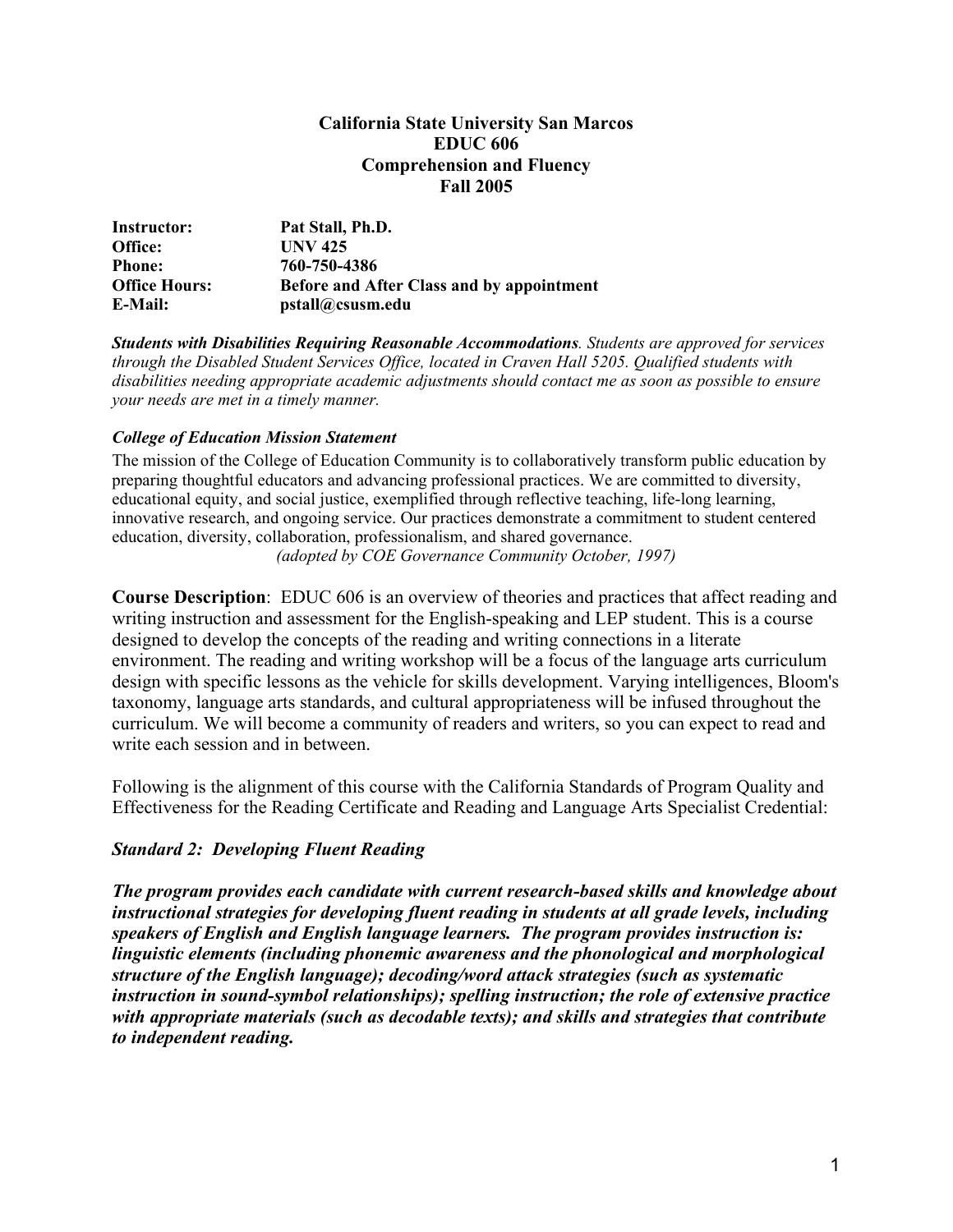**California State University San Marcos**
**EDUC 606**
**Comprehension and Fluency**
**Fall 2005**

| | |
|---|---|
| **Instructor:** | **Pat Stall, Ph.D.** |
| **Office:** | **UNV 425** |
| **Phone:** | **760-750-4386** |
| **Office Hours:** | **Before and After Class and by appointment** |
| **E-Mail:** | **pstall@csusm.edu** |

***Students with Disabilities Requiring Reasonable Accommodations**. Students are approved for services through the Disabled Student Services Office, located in Craven Hall 5205. Qualified students with disabilities needing appropriate academic adjustments should contact me as soon as possible to ensure your needs are met in a timely manner.*

***College of Education Mission Statement***

The mission of the College of Education Community is to collaboratively transform public education by preparing thoughtful educators and advancing professional practices. We are committed to diversity, educational equity, and social justice, exemplified through reflective teaching, life-long learning, innovative research, and ongoing service. Our practices demonstrate a commitment to student centered education, diversity, collaboration, professionalism, and shared governance.
*(adopted by COE Governance Community October, 1997)*

**Course Description**: EDUC 606 is an overview of theories and practices that affect reading and writing instruction and assessment for the English-speaking and LEP student. This is a course designed to develop the concepts of the reading and writing connections in a literate environment. The reading and writing workshop will be a focus of the language arts curriculum design with specific lessons as the vehicle for skills development. Varying intelligences, Bloom's taxonomy, language arts standards, and cultural appropriateness will be infused throughout the curriculum. We will become a community of readers and writers, so you can expect to read and write each session and in between.

Following is the alignment of this course with the California Standards of Program Quality and Effectiveness for the Reading Certificate and Reading and Language Arts Specialist Credential:

***Standard 2: Developing Fluent Reading***

***The program provides each candidate with current research-based skills and knowledge about instructional strategies for developing fluent reading in students at all grade levels, including speakers of English and English language learners. The program provides instruction is: linguistic elements (including phonemic awareness and the phonological and morphological structure of the English language); decoding/word attack strategies (such as systematic instruction in sound-symbol relationships); spelling instruction; the role of extensive practice with appropriate materials (such as decodable texts); and skills and strategies that contribute to independent reading.***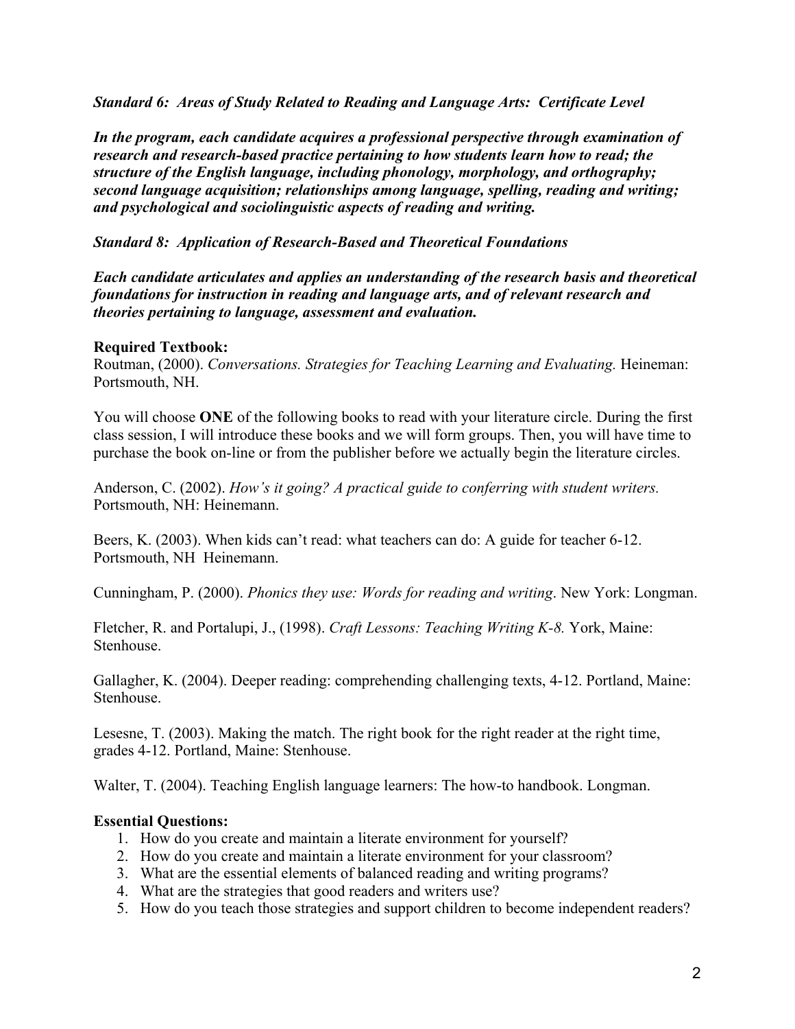***Standard 6: Areas of Study Related to Reading and Language Arts: Certificate Level***

***In the program, each candidate acquires a professional perspective through examination of research and research-based practice pertaining to how students learn how to read; the structure of the English language, including phonology, morphology, and orthography; second language acquisition; relationships among language, spelling, reading and writing; and psychological and sociolinguistic aspects of reading and writing.***

***Standard 8: Application of Research-Based and Theoretical Foundations***

***Each candidate articulates and applies an understanding of the research basis and theoretical foundations for instruction in reading and language arts, and of relevant research and theories pertaining to language, assessment and evaluation.***

**Required Textbook:**
Routman, (2000). *Conversations. Strategies for Teaching Learning and Evaluating.* Heineman: Portsmouth, NH.

You will choose **ONE** of the following books to read with your literature circle. During the first class session, I will introduce these books and we will form groups. Then, you will have time to purchase the book on-line or from the publisher before we actually begin the literature circles.

Anderson, C. (2002). *How's it going? A practical guide to conferring with student writers.* Portsmouth, NH: Heinemann.

Beers, K. (2003). When kids can't read: what teachers can do: A guide for teacher 6-12. Portsmouth, NH Heinemann.

Cunningham, P. (2000). *Phonics they use: Words for reading and writing*. New York: Longman.

Fletcher, R. and Portalupi, J., (1998). *Craft Lessons: Teaching Writing K-8.* York, Maine: Stenhouse.

Gallagher, K. (2004). Deeper reading: comprehending challenging texts, 4-12. Portland, Maine: Stenhouse.

Lesesne, T. (2003). Making the match. The right book for the right reader at the right time, grades 4-12. Portland, Maine: Stenhouse.

Walter, T. (2004). Teaching English language learners: The how-to handbook. Longman.

**Essential Questions:**

1. How do you create and maintain a literate environment for yourself?
2. How do you create and maintain a literate environment for your classroom?
3. What are the essential elements of balanced reading and writing programs?
4. What are the strategies that good readers and writers use?
5. How do you teach those strategies and support children to become independent readers?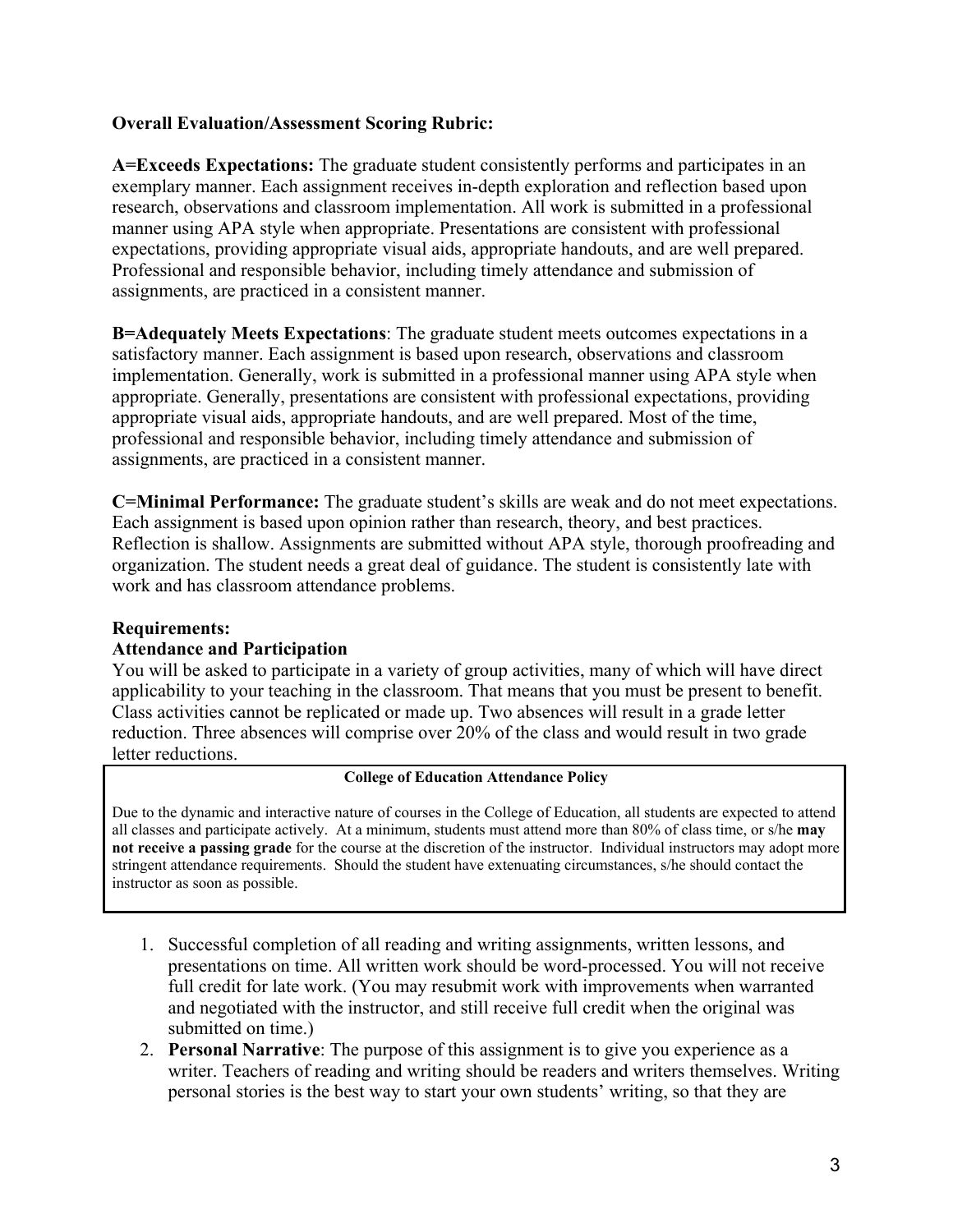**Overall Evaluation/Assessment Scoring Rubric:**

**A=Exceeds Expectations:** The graduate student consistently performs and participates in an exemplary manner. Each assignment receives in-depth exploration and reflection based upon research, observations and classroom implementation. All work is submitted in a professional manner using APA style when appropriate. Presentations are consistent with professional expectations, providing appropriate visual aids, appropriate handouts, and are well prepared. Professional and responsible behavior, including timely attendance and submission of assignments, are practiced in a consistent manner.

**B=Adequately Meets Expectations**: The graduate student meets outcomes expectations in a satisfactory manner. Each assignment is based upon research, observations and classroom implementation. Generally, work is submitted in a professional manner using APA style when appropriate. Generally, presentations are consistent with professional expectations, providing appropriate visual aids, appropriate handouts, and are well prepared. Most of the time, professional and responsible behavior, including timely attendance and submission of assignments, are practiced in a consistent manner.

**C=Minimal Performance:** The graduate student's skills are weak and do not meet expectations. Each assignment is based upon opinion rather than research, theory, and best practices. Reflection is shallow. Assignments are submitted without APA style, thorough proofreading and organization. The student needs a great deal of guidance. The student is consistently late with work and has classroom attendance problems.

**Requirements:**

**Attendance and Participation**

You will be asked to participate in a variety of group activities, many of which will have direct applicability to your teaching in the classroom. That means that you must be present to benefit. Class activities cannot be replicated or made up. Two absences will result in a grade letter reduction. Three absences will comprise over 20% of the class and would result in two grade letter reductions.

> **College of Education Attendance Policy**
>
> Due to the dynamic and interactive nature of courses in the College of Education, all students are expected to attend all classes and participate actively. At a minimum, students must attend more than 80% of class time, or s/he **may not receive a passing grade** for the course at the discretion of the instructor. Individual instructors may adopt more stringent attendance requirements. Should the student have extenuating circumstances, s/he should contact the instructor as soon as possible.

1. Successful completion of all reading and writing assignments, written lessons, and presentations on time. All written work should be word-processed. You will not receive full credit for late work. (You may resubmit work with improvements when warranted and negotiated with the instructor, and still receive full credit when the original was submitted on time.)
2. **Personal Narrative**: The purpose of this assignment is to give you experience as a writer. Teachers of reading and writing should be readers and writers themselves. Writing personal stories is the best way to start your own students' writing, so that they are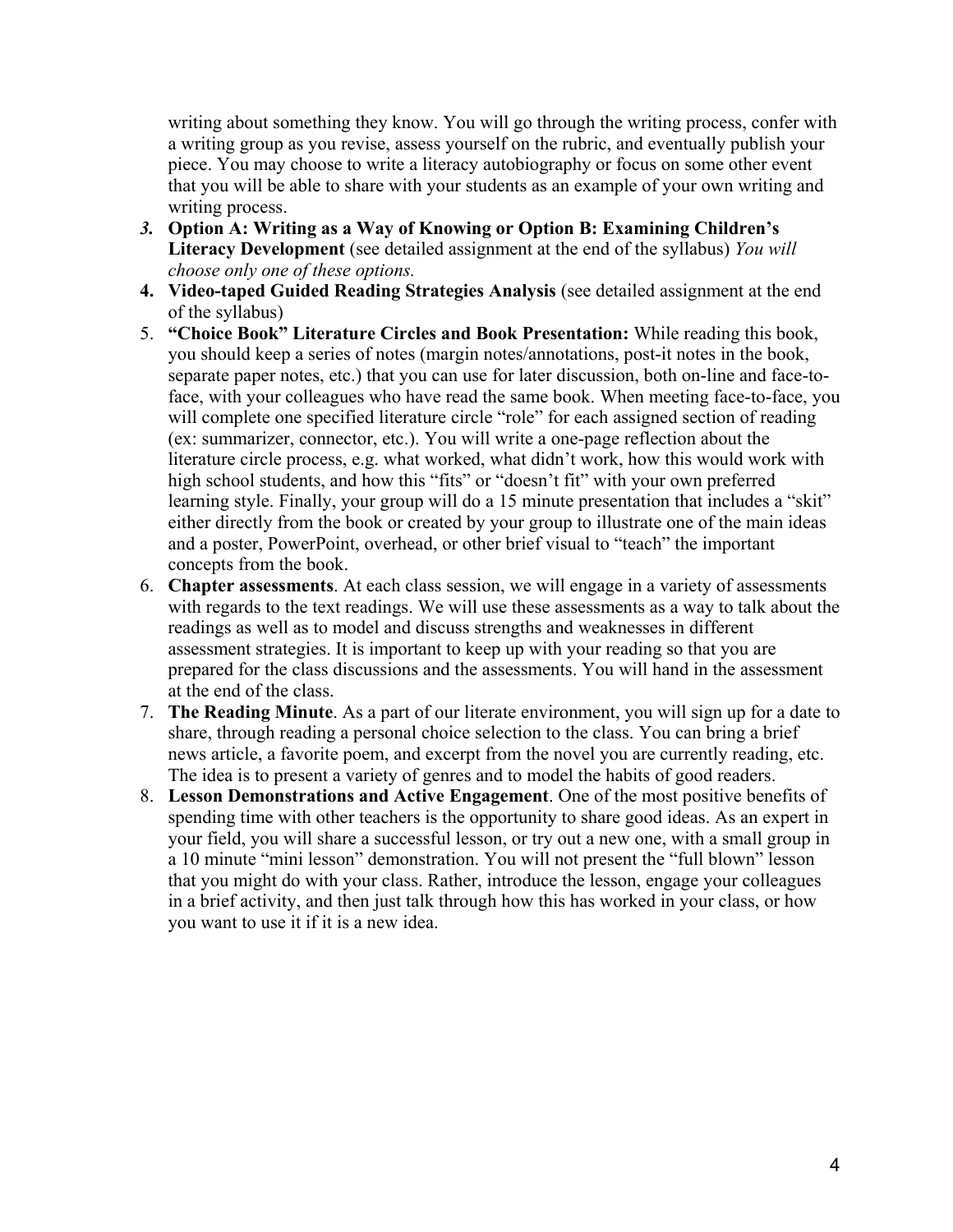writing about something they know. You will go through the writing process, confer with a writing group as you revise, assess yourself on the rubric, and eventually publish your piece. You may choose to write a literacy autobiography or focus on some other event that you will be able to share with your students as an example of your own writing and writing process.

3. **Option A: Writing as a Way of Knowing or Option B: Examining Children's Literacy Development** (see detailed assignment at the end of the syllabus) *You will choose only one of these options.*
4. **Video-taped Guided Reading Strategies Analysis** (see detailed assignment at the end of the syllabus)
5. **"Choice Book" Literature Circles and Book Presentation:** While reading this book, you should keep a series of notes (margin notes/annotations, post-it notes in the book, separate paper notes, etc.) that you can use for later discussion, both on-line and face-to-face, with your colleagues who have read the same book. When meeting face-to-face, you will complete one specified literature circle "role" for each assigned section of reading (ex: summarizer, connector, etc.). You will write a one-page reflection about the literature circle process, e.g. what worked, what didn't work, how this would work with high school students, and how this "fits" or "doesn't fit" with your own preferred learning style. Finally, your group will do a 15 minute presentation that includes a "skit" either directly from the book or created by your group to illustrate one of the main ideas and a poster, PowerPoint, overhead, or other brief visual to "teach" the important concepts from the book.
6. **Chapter assessments**. At each class session, we will engage in a variety of assessments with regards to the text readings. We will use these assessments as a way to talk about the readings as well as to model and discuss strengths and weaknesses in different assessment strategies. It is important to keep up with your reading so that you are prepared for the class discussions and the assessments. You will hand in the assessment at the end of the class.
7. **The Reading Minute**. As a part of our literate environment, you will sign up for a date to share, through reading a personal choice selection to the class. You can bring a brief news article, a favorite poem, and excerpt from the novel you are currently reading, etc. The idea is to present a variety of genres and to model the habits of good readers.
8. **Lesson Demonstrations and Active Engagement**. One of the most positive benefits of spending time with other teachers is the opportunity to share good ideas. As an expert in your field, you will share a successful lesson, or try out a new one, with a small group in a 10 minute "mini lesson" demonstration. You will not present the "full blown" lesson that you might do with your class. Rather, introduce the lesson, engage your colleagues in a brief activity, and then just talk through how this has worked in your class, or how you want to use it if it is a new idea.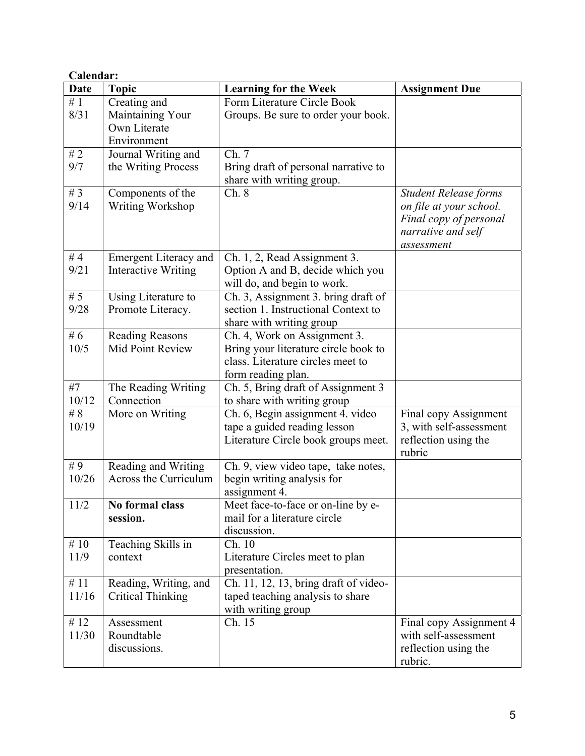**Calendar:**

| Date | Topic | Learning for the Week | Assignment Due |
|---|---|---|---|
| # 1 8/31 | Creating and Maintaining Your Own Literate Environment | Form Literature Circle Book Groups. Be sure to order your book. | |
| # 2 9/7 | Journal Writing and the Writing Process | Ch. 7 Bring draft of personal narrative to share with writing group. | |
| # 3 9/14 | Components of the Writing Workshop | Ch. 8 | *Student Release forms on file at your school. Final copy of personal narrative and self assessment* |
| # 4 9/21 | Emergent Literacy and Interactive Writing | Ch. 1, 2, Read Assignment 3. Option A and B, decide which you will do, and begin to work. | |
| # 5 9/28 | Using Literature to Promote Literacy. | Ch. 3, Assignment 3. bring draft of section 1. Instructional Context to share with writing group | |
| # 6 10/5 | Reading Reasons Mid Point Review | Ch. 4, Work on Assignment 3. Bring your literature circle book to class. Literature circles meet to form reading plan. | |
| #7 10/12 | The Reading Writing Connection | Ch. 5, Bring draft of Assignment 3 to share with writing group | |
| # 8 10/19 | More on Writing | Ch. 6, Begin assignment 4. video tape a guided reading lesson Literature Circle book groups meet. | Final copy Assignment 3, with self-assessment reflection using the rubric |
| # 9 10/26 | Reading and Writing Across the Curriculum | Ch. 9, view video tape, take notes, begin writing analysis for assignment 4. | |
| 11/2 | **No formal class session.** | Meet face-to-face or on-line by e-mail for a literature circle discussion. | |
| # 10 11/9 | Teaching Skills in context | Ch. 10 Literature Circles meet to plan presentation. | |
| # 11 11/16 | Reading, Writing, and Critical Thinking | Ch. 11, 12, 13, bring draft of video-taped teaching analysis to share with writing group | |
| # 12 11/30 | Assessment Roundtable discussions. | Ch. 15 | Final copy Assignment 4 with self-assessment reflection using the rubric. |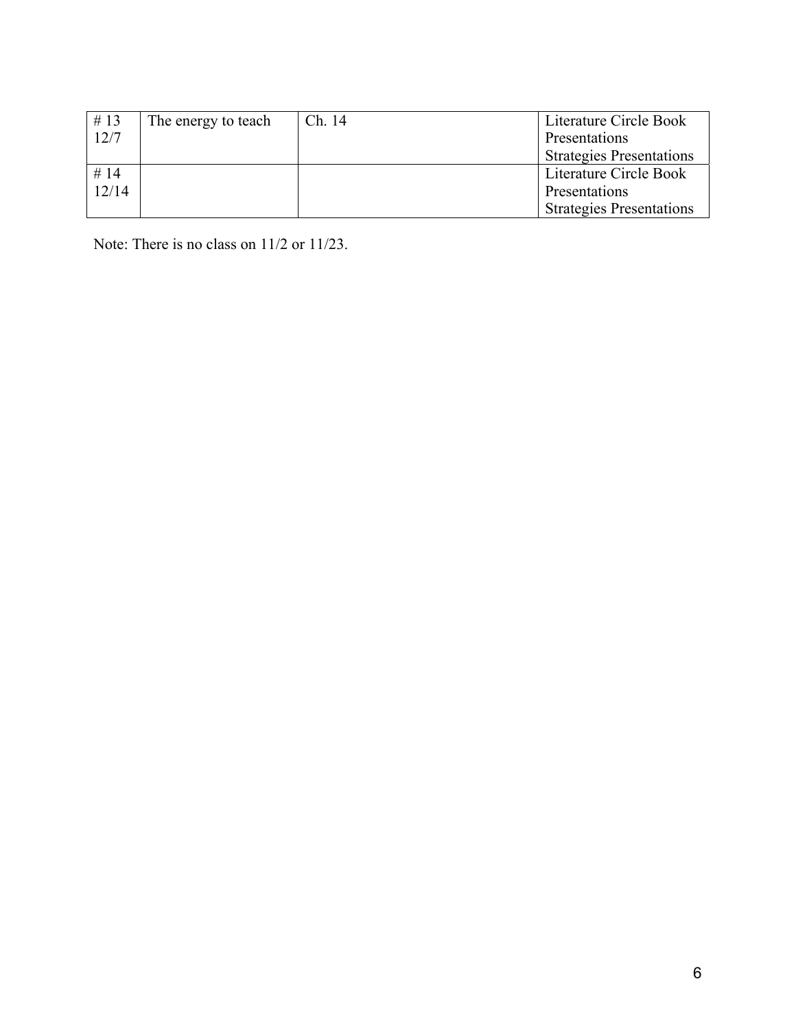| # 13 12/7 | The energy to teach | Ch. 14 | Literature Circle Book Presentations Strategies Presentations |
|---|---|---|---|
| # 14 12/14 | | | Literature Circle Book Presentations Strategies Presentations |

Note: There is no class on 11/2 or 11/23.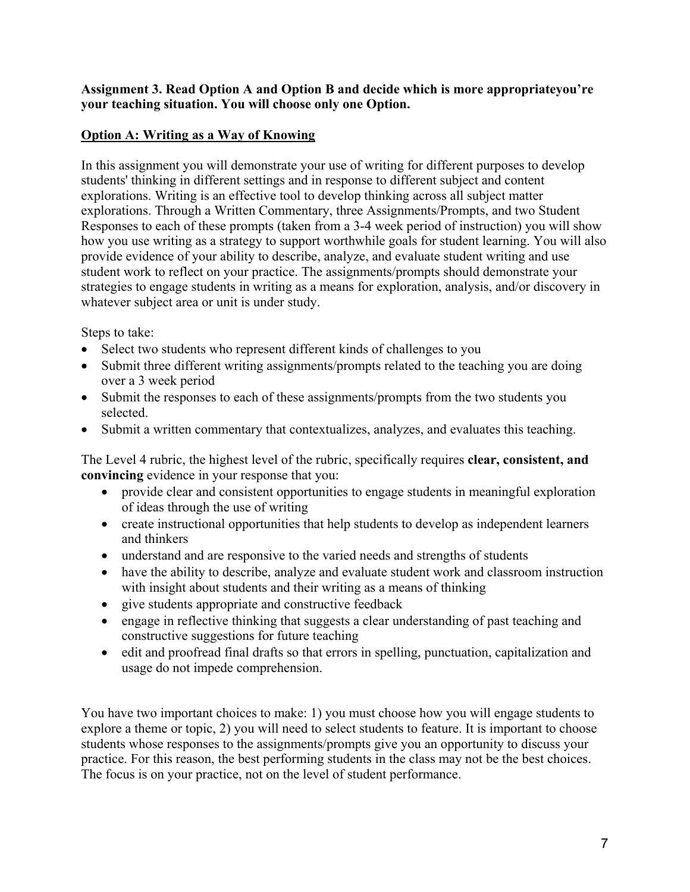**Assignment 3. Read Option A and Option B and decide which is more appropriateyou're your teaching situation. You will choose only one Option.**

**Option A: Writing as a Way of Knowing**

In this assignment you will demonstrate your use of writing for different purposes to develop students' thinking in different settings and in response to different subject and content explorations. Writing is an effective tool to develop thinking across all subject matter explorations. Through a Written Commentary, three Assignments/Prompts, and two Student Responses to each of these prompts (taken from a 3-4 week period of instruction) you will show how you use writing as a strategy to support worthwhile goals for student learning. You will also provide evidence of your ability to describe, analyze, and evaluate student writing and use student work to reflect on your practice. The assignments/prompts should demonstrate your strategies to engage students in writing as a means for exploration, analysis, and/or discovery in whatever subject area or unit is under study.

Steps to take:

- Select two students who represent different kinds of challenges to you
- Submit three different writing assignments/prompts related to the teaching you are doing over a 3 week period
- Submit the responses to each of these assignments/prompts from the two students you selected.
- Submit a written commentary that contextualizes, analyzes, and evaluates this teaching.

The Level 4 rubric, the highest level of the rubric, specifically requires **clear, consistent, and convincing** evidence in your response that you:

- provide clear and consistent opportunities to engage students in meaningful exploration of ideas through the use of writing
- create instructional opportunities that help students to develop as independent learners and thinkers
- understand and are responsive to the varied needs and strengths of students
- have the ability to describe, analyze and evaluate student work and classroom instruction with insight about students and their writing as a means of thinking
- give students appropriate and constructive feedback
- engage in reflective thinking that suggests a clear understanding of past teaching and constructive suggestions for future teaching
- edit and proofread final drafts so that errors in spelling, punctuation, capitalization and usage do not impede comprehension.

You have two important choices to make: 1) you must choose how you will engage students to explore a theme or topic, 2) you will need to select students to feature. It is important to choose students whose responses to the assignments/prompts give you an opportunity to discuss your practice. For this reason, the best performing students in the class may not be the best choices. The focus is on your practice, not on the level of student performance.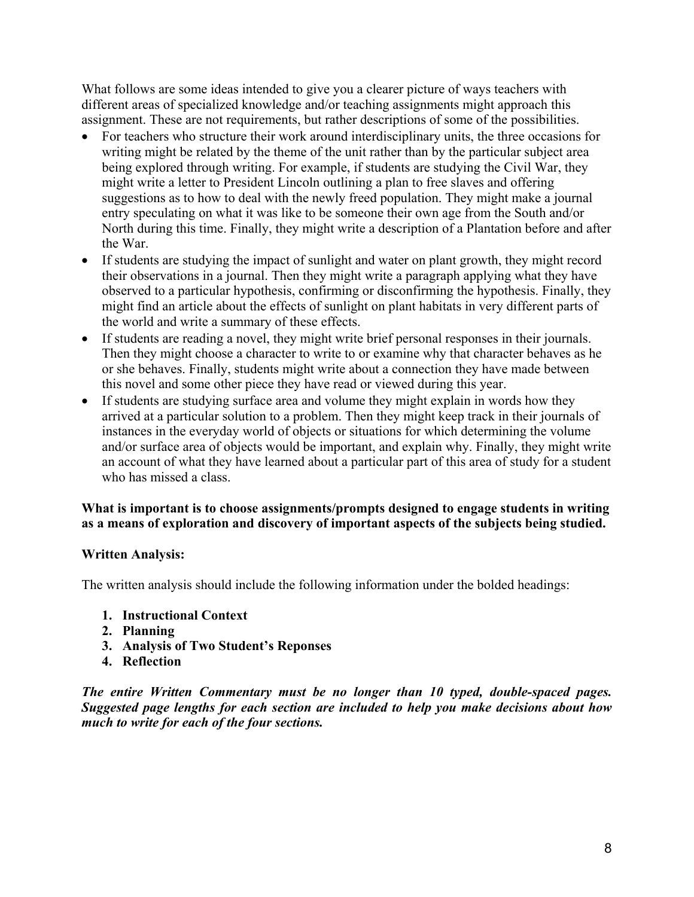What follows are some ideas intended to give you a clearer picture of ways teachers with different areas of specialized knowledge and/or teaching assignments might approach this assignment. These are not requirements, but rather descriptions of some of the possibilities.

- For teachers who structure their work around interdisciplinary units, the three occasions for writing might be related by the theme of the unit rather than by the particular subject area being explored through writing. For example, if students are studying the Civil War, they might write a letter to President Lincoln outlining a plan to free slaves and offering suggestions as to how to deal with the newly freed population. They might make a journal entry speculating on what it was like to be someone their own age from the South and/or North during this time. Finally, they might write a description of a Plantation before and after the War.
- If students are studying the impact of sunlight and water on plant growth, they might record their observations in a journal. Then they might write a paragraph applying what they have observed to a particular hypothesis, confirming or disconfirming the hypothesis. Finally, they might find an article about the effects of sunlight on plant habitats in very different parts of the world and write a summary of these effects.
- If students are reading a novel, they might write brief personal responses in their journals. Then they might choose a character to write to or examine why that character behaves as he or she behaves. Finally, students might write about a connection they have made between this novel and some other piece they have read or viewed during this year.
- If students are studying surface area and volume they might explain in words how they arrived at a particular solution to a problem. Then they might keep track in their journals of instances in the everyday world of objects or situations for which determining the volume and/or surface area of objects would be important, and explain why. Finally, they might write an account of what they have learned about a particular part of this area of study for a student who has missed a class.

**What is important is to choose assignments/prompts designed to engage students in writing as a means of exploration and discovery of important aspects of the subjects being studied.**

**Written Analysis:**

The written analysis should include the following information under the bolded headings:

1. **Instructional Context**
2. **Planning**
3. **Analysis of Two Student's Reponses**
4. **Reflection**

***The entire Written Commentary must be no longer than 10 typed, double-spaced pages. Suggested page lengths for each section are included to help you make decisions about how much to write for each of the four sections.***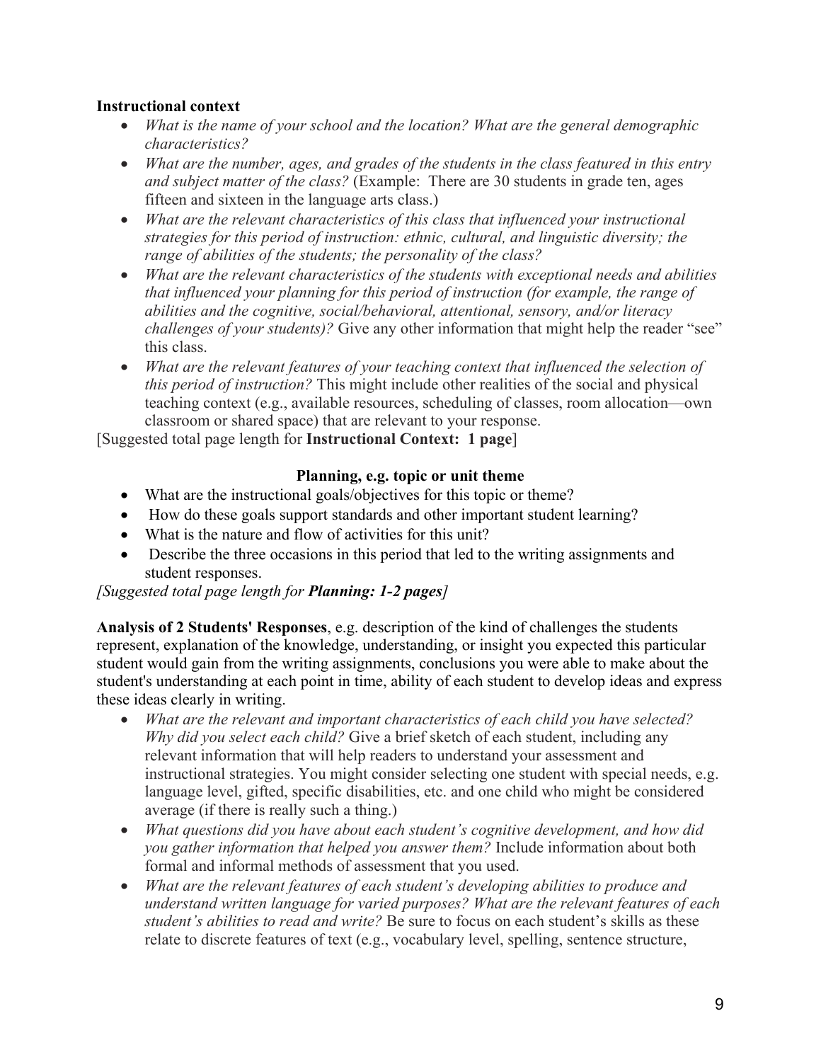**Instructional context**

- *What is the name of your school and the location? What are the general demographic characteristics?*
- *What are the number, ages, and grades of the students in the class featured in this entry and subject matter of the class?* (Example: There are 30 students in grade ten, ages fifteen and sixteen in the language arts class.)
- *What are the relevant characteristics of this class that influenced your instructional strategies for this period of instruction: ethnic, cultural, and linguistic diversity; the range of abilities of the students; the personality of the class?*
- *What are the relevant characteristics of the students with exceptional needs and abilities that influenced your planning for this period of instruction (for example, the range of abilities and the cognitive, social/behavioral, attentional, sensory, and/or literacy challenges of your students)?* Give any other information that might help the reader "see" this class.
- *What are the relevant features of your teaching context that influenced the selection of this period of instruction?* This might include other realities of the social and physical teaching context (e.g., available resources, scheduling of classes, room allocation—own classroom or shared space) that are relevant to your response.

[Suggested total page length for **Instructional Context: 1 page**]

**Planning, e.g. topic or unit theme**

- What are the instructional goals/objectives for this topic or theme?
- How do these goals support standards and other important student learning?
- What is the nature and flow of activities for this unit?
- Describe the three occasions in this period that led to the writing assignments and student responses.

*[Suggested total page length for **Planning: 1-2 pages**]*

**Analysis of 2 Students' Responses**, e.g. description of the kind of challenges the students represent, explanation of the knowledge, understanding, or insight you expected this particular student would gain from the writing assignments, conclusions you were able to make about the student's understanding at each point in time, ability of each student to develop ideas and express these ideas clearly in writing.

- *What are the relevant and important characteristics of each child you have selected? Why did you select each child?* Give a brief sketch of each student, including any relevant information that will help readers to understand your assessment and instructional strategies. You might consider selecting one student with special needs, e.g. language level, gifted, specific disabilities, etc. and one child who might be considered average (if there is really such a thing.)
- *What questions did you have about each student's cognitive development, and how did you gather information that helped you answer them?* Include information about both formal and informal methods of assessment that you used.
- *What are the relevant features of each student's developing abilities to produce and understand written language for varied purposes? What are the relevant features of each student's abilities to read and write?* Be sure to focus on each student's skills as these relate to discrete features of text (e.g., vocabulary level, spelling, sentence structure,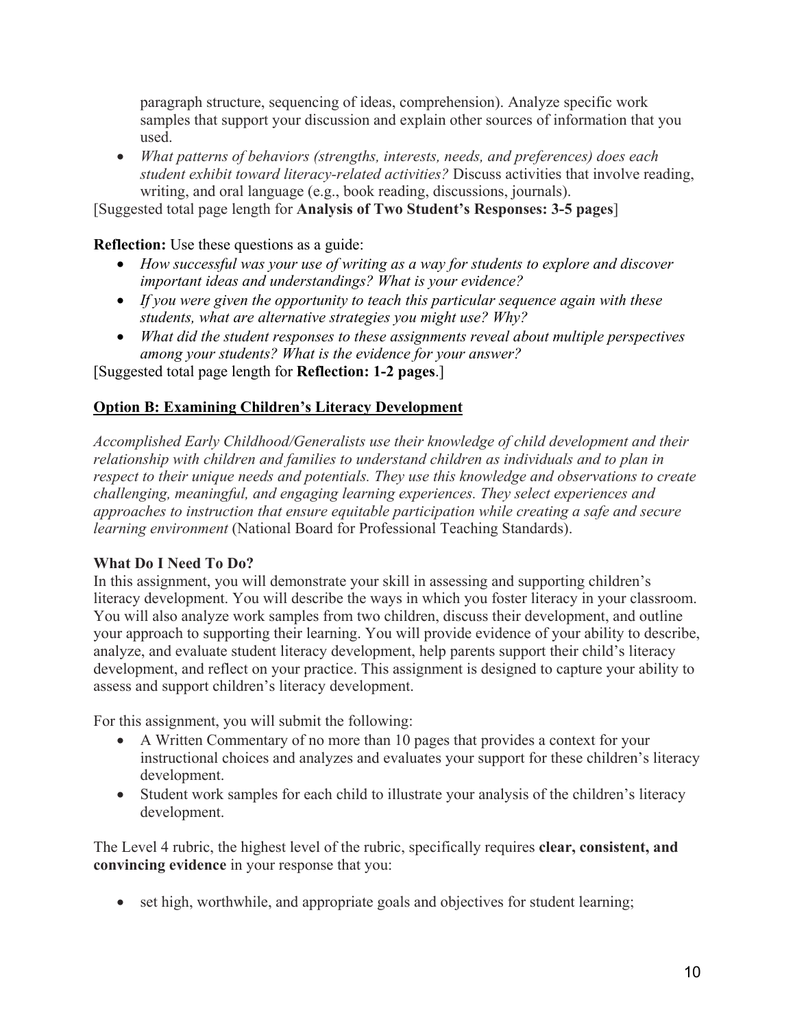paragraph structure, sequencing of ideas, comprehension). Analyze specific work samples that support your discussion and explain other sources of information that you used.

- *What patterns of behaviors (strengths, interests, needs, and preferences) does each student exhibit toward literacy-related activities?* Discuss activities that involve reading, writing, and oral language (e.g., book reading, discussions, journals).

[Suggested total page length for **Analysis of Two Student's Responses: 3-5 pages**]

**Reflection:** Use these questions as a guide:

- *How successful was your use of writing as a way for students to explore and discover important ideas and understandings? What is your evidence?*
- *If you were given the opportunity to teach this particular sequence again with these students, what are alternative strategies you might use? Why?*
- *What did the student responses to these assignments reveal about multiple perspectives among your students? What is the evidence for your answer?*

[Suggested total page length for **Reflection: 1-2 pages**.]

**<u>Option B: Examining Children's Literacy Development</u>**

*Accomplished Early Childhood/Generalists use their knowledge of child development and their relationship with children and families to understand children as individuals and to plan in respect to their unique needs and potentials. They use this knowledge and observations to create challenging, meaningful, and engaging learning experiences. They select experiences and approaches to instruction that ensure equitable participation while creating a safe and secure learning environment* (National Board for Professional Teaching Standards).

**What Do I Need To Do?**

In this assignment, you will demonstrate your skill in assessing and supporting children's literacy development. You will describe the ways in which you foster literacy in your classroom. You will also analyze work samples from two children, discuss their development, and outline your approach to supporting their learning. You will provide evidence of your ability to describe, analyze, and evaluate student literacy development, help parents support their child's literacy development, and reflect on your practice. This assignment is designed to capture your ability to assess and support children's literacy development.

For this assignment, you will submit the following:

- A Written Commentary of no more than 10 pages that provides a context for your instructional choices and analyzes and evaluates your support for these children's literacy development.
- Student work samples for each child to illustrate your analysis of the children's literacy development.

The Level 4 rubric, the highest level of the rubric, specifically requires **clear, consistent, and convincing evidence** in your response that you:

- set high, worthwhile, and appropriate goals and objectives for student learning;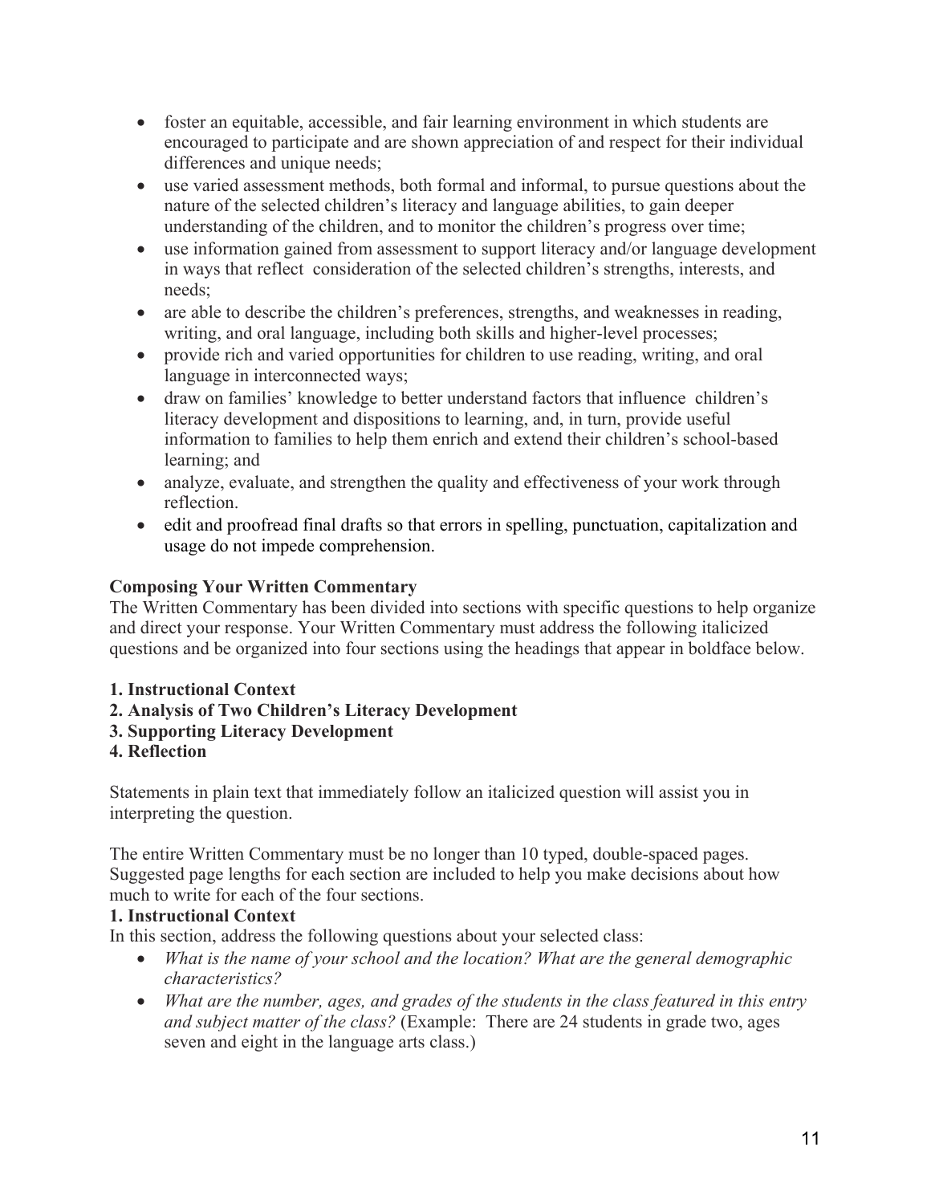- foster an equitable, accessible, and fair learning environment in which students are encouraged to participate and are shown appreciation of and respect for their individual differences and unique needs;
- use varied assessment methods, both formal and informal, to pursue questions about the nature of the selected children's literacy and language abilities, to gain deeper understanding of the children, and to monitor the children's progress over time;
- use information gained from assessment to support literacy and/or language development in ways that reflect consideration of the selected children's strengths, interests, and needs;
- are able to describe the children's preferences, strengths, and weaknesses in reading, writing, and oral language, including both skills and higher-level processes;
- provide rich and varied opportunities for children to use reading, writing, and oral language in interconnected ways;
- draw on families' knowledge to better understand factors that influence children's literacy development and dispositions to learning, and, in turn, provide useful information to families to help them enrich and extend their children's school-based learning; and
- analyze, evaluate, and strengthen the quality and effectiveness of your work through reflection.
- edit and proofread final drafts so that errors in spelling, punctuation, capitalization and usage do not impede comprehension.

**Composing Your Written Commentary**

The Written Commentary has been divided into sections with specific questions to help organize and direct your response. Your Written Commentary must address the following italicized questions and be organized into four sections using the headings that appear in boldface below.

**1. Instructional Context**
**2. Analysis of Two Children's Literacy Development**
**3. Supporting Literacy Development**
**4. Reflection**

Statements in plain text that immediately follow an italicized question will assist you in interpreting the question.

The entire Written Commentary must be no longer than 10 typed, double-spaced pages. Suggested page lengths for each section are included to help you make decisions about how much to write for each of the four sections.

**1. Instructional Context**

In this section, address the following questions about your selected class:

- *What is the name of your school and the location? What are the general demographic characteristics?*
- *What are the number, ages, and grades of the students in the class featured in this entry and subject matter of the class?* (Example: There are 24 students in grade two, ages seven and eight in the language arts class.)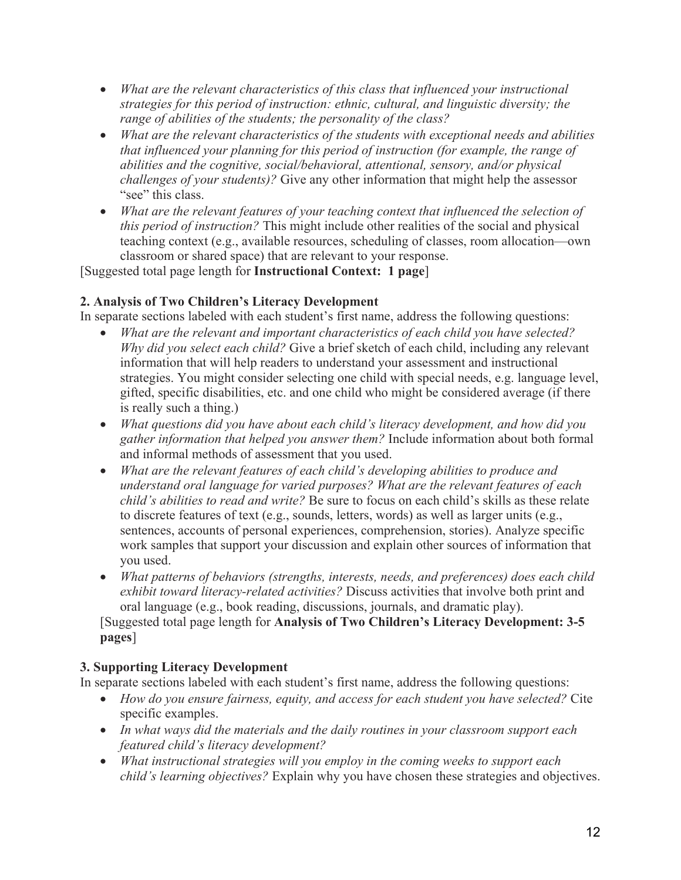- *What are the relevant characteristics of this class that influenced your instructional strategies for this period of instruction: ethnic, cultural, and linguistic diversity; the range of abilities of the students; the personality of the class?*
- *What are the relevant characteristics of the students with exceptional needs and abilities that influenced your planning for this period of instruction (for example, the range of abilities and the cognitive, social/behavioral, attentional, sensory, and/or physical challenges of your students)?* Give any other information that might help the assessor "see" this class.
- *What are the relevant features of your teaching context that influenced the selection of this period of instruction?* This might include other realities of the social and physical teaching context (e.g., available resources, scheduling of classes, room allocation—own classroom or shared space) that are relevant to your response.

[Suggested total page length for **Instructional Context: 1 page**]

**2. Analysis of Two Children's Literacy Development**

In separate sections labeled with each student's first name, address the following questions:

- *What are the relevant and important characteristics of each child you have selected? Why did you select each child?* Give a brief sketch of each child, including any relevant information that will help readers to understand your assessment and instructional strategies. You might consider selecting one child with special needs, e.g. language level, gifted, specific disabilities, etc. and one child who might be considered average (if there is really such a thing.)
- *What questions did you have about each child's literacy development, and how did you gather information that helped you answer them?* Include information about both formal and informal methods of assessment that you used.
- *What are the relevant features of each child's developing abilities to produce and understand oral language for varied purposes? What are the relevant features of each child's abilities to read and write?* Be sure to focus on each child's skills as these relate to discrete features of text (e.g., sounds, letters, words) as well as larger units (e.g., sentences, accounts of personal experiences, comprehension, stories). Analyze specific work samples that support your discussion and explain other sources of information that you used.
- *What patterns of behaviors (strengths, interests, needs, and preferences) does each child exhibit toward literacy-related activities?* Discuss activities that involve both print and oral language (e.g., book reading, discussions, journals, and dramatic play).

[Suggested total page length for **Analysis of Two Children's Literacy Development: 3-5 pages**]

**3. Supporting Literacy Development**

In separate sections labeled with each student's first name, address the following questions:

- *How do you ensure fairness, equity, and access for each student you have selected?* Cite specific examples.
- *In what ways did the materials and the daily routines in your classroom support each featured child's literacy development?*
- *What instructional strategies will you employ in the coming weeks to support each child's learning objectives?* Explain why you have chosen these strategies and objectives.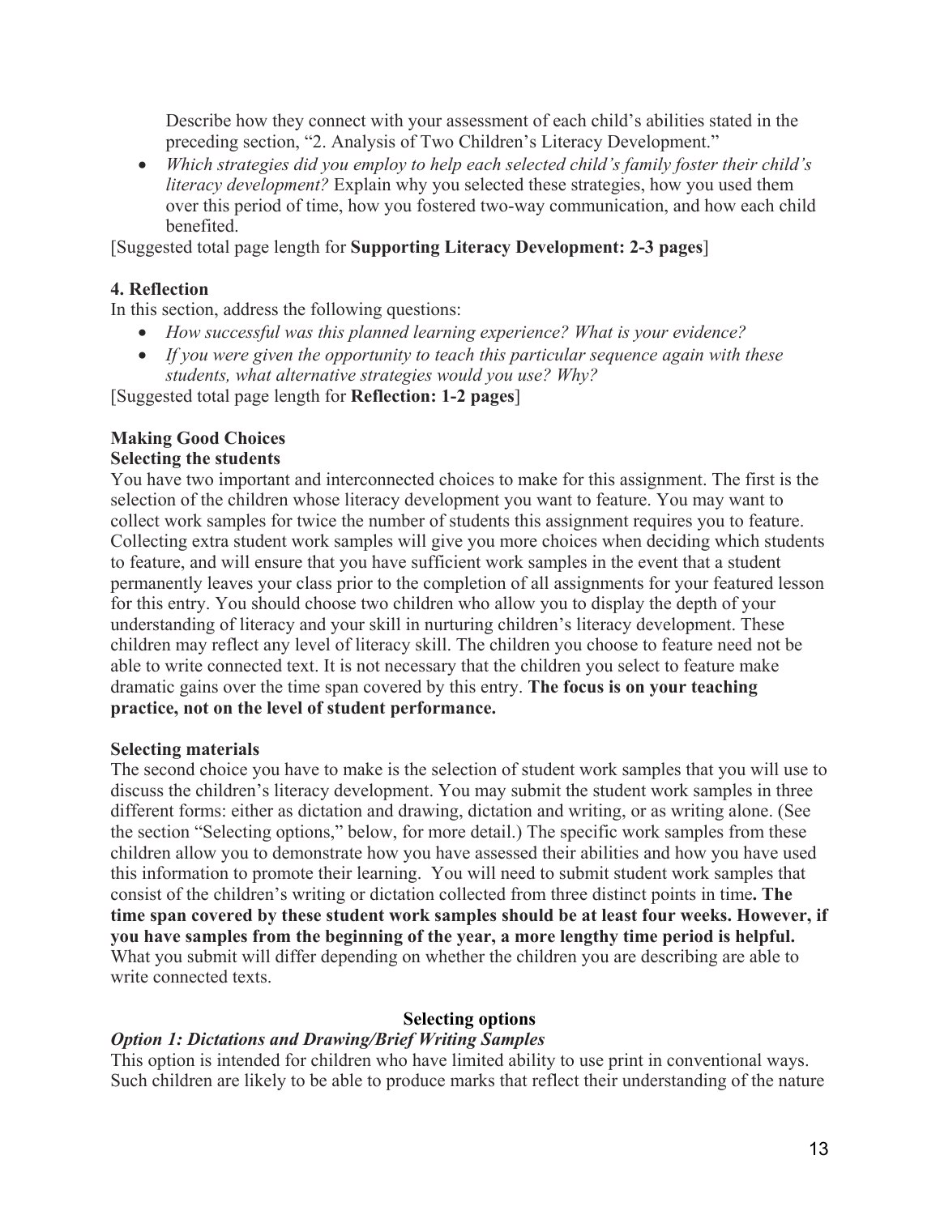Describe how they connect with your assessment of each child's abilities stated in the preceding section, "2. Analysis of Two Children's Literacy Development."

- *Which strategies did you employ to help each selected child's family foster their child's literacy development?* Explain why you selected these strategies, how you used them over this period of time, how you fostered two-way communication, and how each child benefited.

[Suggested total page length for **Supporting Literacy Development: 2-3 pages**]

**4. Reflection**

In this section, address the following questions:

- *How successful was this planned learning experience? What is your evidence?*
- *If you were given the opportunity to teach this particular sequence again with these students, what alternative strategies would you use? Why?*

[Suggested total page length for **Reflection: 1-2 pages**]

**Making Good Choices**

**Selecting the students**

You have two important and interconnected choices to make for this assignment. The first is the selection of the children whose literacy development you want to feature. You may want to collect work samples for twice the number of students this assignment requires you to feature. Collecting extra student work samples will give you more choices when deciding which students to feature, and will ensure that you have sufficient work samples in the event that a student permanently leaves your class prior to the completion of all assignments for your featured lesson for this entry. You should choose two children who allow you to display the depth of your understanding of literacy and your skill in nurturing children's literacy development. These children may reflect any level of literacy skill. The children you choose to feature need not be able to write connected text. It is not necessary that the children you select to feature make dramatic gains over the time span covered by this entry. **The focus is on your teaching practice, not on the level of student performance.**

**Selecting materials**

The second choice you have to make is the selection of student work samples that you will use to discuss the children's literacy development. You may submit the student work samples in three different forms: either as dictation and drawing, dictation and writing, or as writing alone. (See the section "Selecting options," below, for more detail.) The specific work samples from these children allow you to demonstrate how you have assessed their abilities and how you have used this information to promote their learning. You will need to submit student work samples that consist of the children's writing or dictation collected from three distinct points in time**. The time span covered by these student work samples should be at least four weeks. However, if you have samples from the beginning of the year, a more lengthy time period is helpful.** What you submit will differ depending on whether the children you are describing are able to write connected texts.

**Selecting options**

***Option 1: Dictations and Drawing/Brief Writing Samples***

This option is intended for children who have limited ability to use print in conventional ways. Such children are likely to be able to produce marks that reflect their understanding of the nature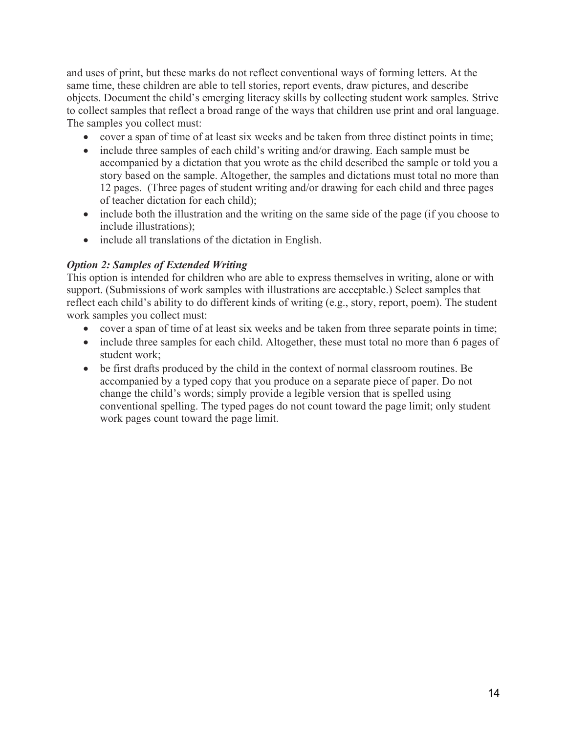and uses of print, but these marks do not reflect conventional ways of forming letters. At the same time, these children are able to tell stories, report events, draw pictures, and describe objects. Document the child's emerging literacy skills by collecting student work samples. Strive to collect samples that reflect a broad range of the ways that children use print and oral language. The samples you collect must:

- cover a span of time of at least six weeks and be taken from three distinct points in time;
- include three samples of each child's writing and/or drawing. Each sample must be accompanied by a dictation that you wrote as the child described the sample or told you a story based on the sample. Altogether, the samples and dictations must total no more than 12 pages. (Three pages of student writing and/or drawing for each child and three pages of teacher dictation for each child);
- include both the illustration and the writing on the same side of the page (if you choose to include illustrations);
- include all translations of the dictation in English.

***Option 2: Samples of Extended Writing***

This option is intended for children who are able to express themselves in writing, alone or with support. (Submissions of work samples with illustrations are acceptable.) Select samples that reflect each child's ability to do different kinds of writing (e.g., story, report, poem). The student work samples you collect must:

- cover a span of time of at least six weeks and be taken from three separate points in time;
- include three samples for each child. Altogether, these must total no more than 6 pages of student work;
- be first drafts produced by the child in the context of normal classroom routines. Be accompanied by a typed copy that you produce on a separate piece of paper. Do not change the child's words; simply provide a legible version that is spelled using conventional spelling. The typed pages do not count toward the page limit; only student work pages count toward the page limit.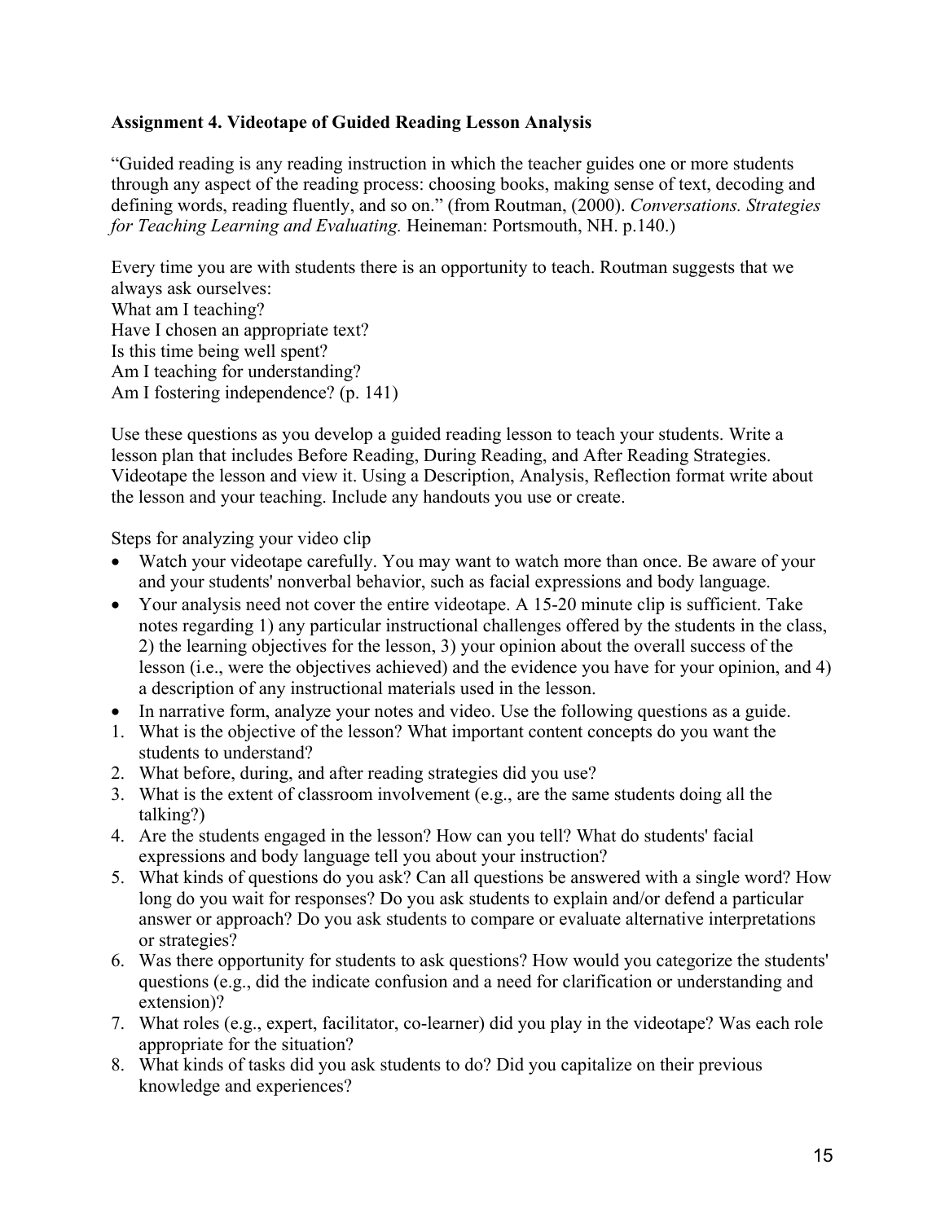**Assignment 4. Videotape of Guided Reading Lesson Analysis**

"Guided reading is any reading instruction in which the teacher guides one or more students through any aspect of the reading process: choosing books, making sense of text, decoding and defining words, reading fluently, and so on." (from Routman, (2000). *Conversations. Strategies for Teaching Learning and Evaluating.* Heineman: Portsmouth, NH. p.140.)

Every time you are with students there is an opportunity to teach. Routman suggests that we always ask ourselves:
What am I teaching?
Have I chosen an appropriate text?
Is this time being well spent?
Am I teaching for understanding?
Am I fostering independence? (p. 141)

Use these questions as you develop a guided reading lesson to teach your students. Write a lesson plan that includes Before Reading, During Reading, and After Reading Strategies. Videotape the lesson and view it. Using a Description, Analysis, Reflection format write about the lesson and your teaching. Include any handouts you use or create.

Steps for analyzing your video clip

- Watch your videotape carefully. You may want to watch more than once. Be aware of your and your students' nonverbal behavior, such as facial expressions and body language.
- Your analysis need not cover the entire videotape. A 15-20 minute clip is sufficient. Take notes regarding 1) any particular instructional challenges offered by the students in the class, 2) the learning objectives for the lesson, 3) your opinion about the overall success of the lesson (i.e., were the objectives achieved) and the evidence you have for your opinion, and 4) a description of any instructional materials used in the lesson.
- In narrative form, analyze your notes and video. Use the following questions as a guide.

1. What is the objective of the lesson? What important content concepts do you want the students to understand?
2. What before, during, and after reading strategies did you use?
3. What is the extent of classroom involvement (e.g., are the same students doing all the talking?)
4. Are the students engaged in the lesson? How can you tell? What do students' facial expressions and body language tell you about your instruction?
5. What kinds of questions do you ask? Can all questions be answered with a single word? How long do you wait for responses? Do you ask students to explain and/or defend a particular answer or approach? Do you ask students to compare or evaluate alternative interpretations or strategies?
6. Was there opportunity for students to ask questions? How would you categorize the students' questions (e.g., did the indicate confusion and a need for clarification or understanding and extension)?
7. What roles (e.g., expert, facilitator, co-learner) did you play in the videotape? Was each role appropriate for the situation?
8. What kinds of tasks did you ask students to do? Did you capitalize on their previous knowledge and experiences?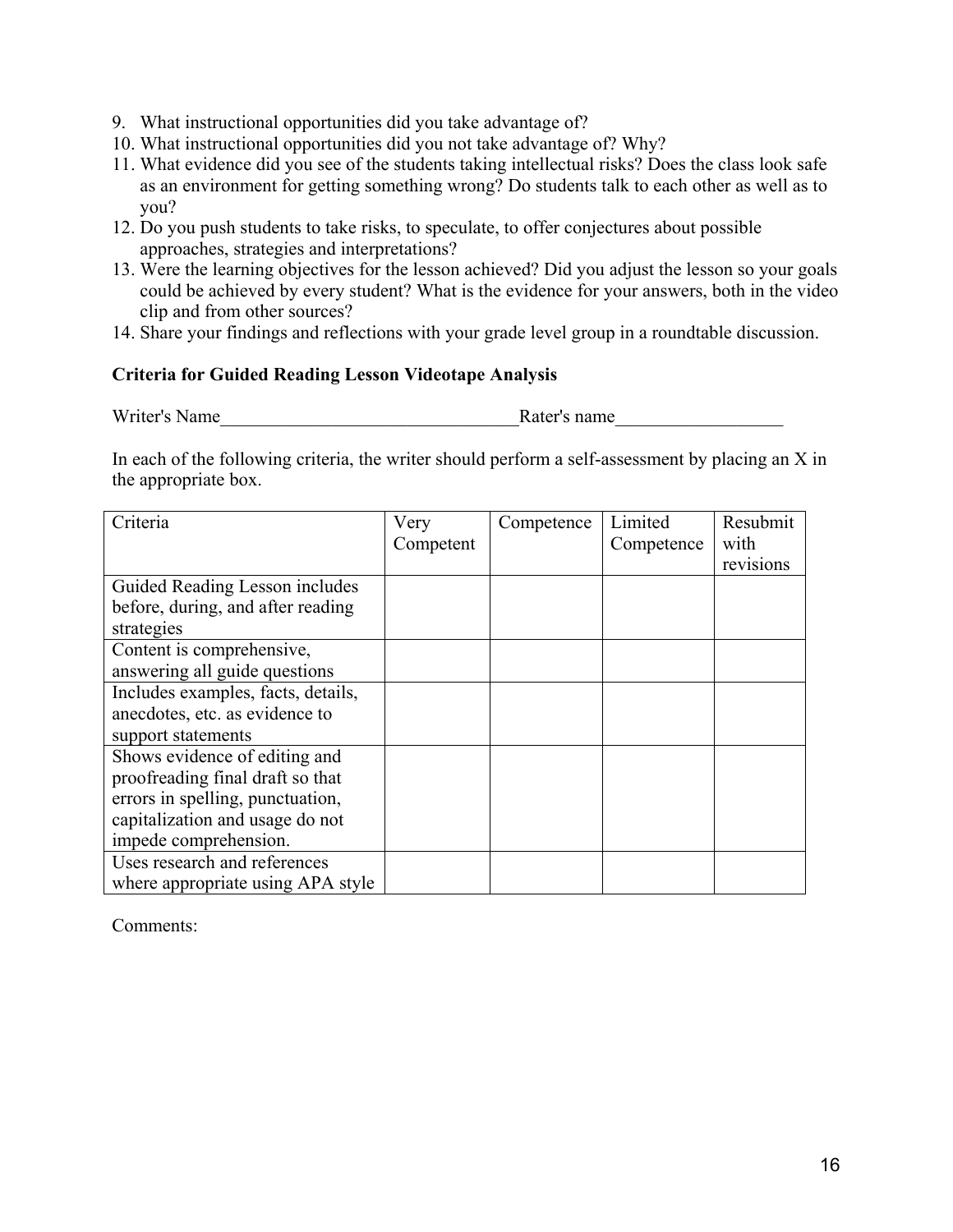9. What instructional opportunities did you take advantage of?
10. What instructional opportunities did you not take advantage of? Why?
11. What evidence did you see of the students taking intellectual risks? Does the class look safe as an environment for getting something wrong? Do students talk to each other as well as to you?
12. Do you push students to take risks, to speculate, to offer conjectures about possible approaches, strategies and interpretations?
13. Were the learning objectives for the lesson achieved? Did you adjust the lesson so your goals could be achieved by every student? What is the evidence for your answers, both in the video clip and from other sources?
14. Share your findings and reflections with your grade level group in a roundtable discussion.

**Criteria for Guided Reading Lesson Videotape Analysis**

Writer's Name________________________________Rater's name__________________

In each of the following criteria, the writer should perform a self-assessment by placing an X in the appropriate box.

| Criteria | Very Competent | Competence | Limited Competence | Resubmit with revisions |
|---|---|---|---|---|
| Guided Reading Lesson includes before, during, and after reading strategies | | | | |
| Content is comprehensive, answering all guide questions | | | | |
| Includes examples, facts, details, anecdotes, etc. as evidence to support statements | | | | |
| Shows evidence of editing and proofreading final draft so that errors in spelling, punctuation, capitalization and usage do not impede comprehension. | | | | |
| Uses research and references where appropriate using APA style | | | | |

Comments: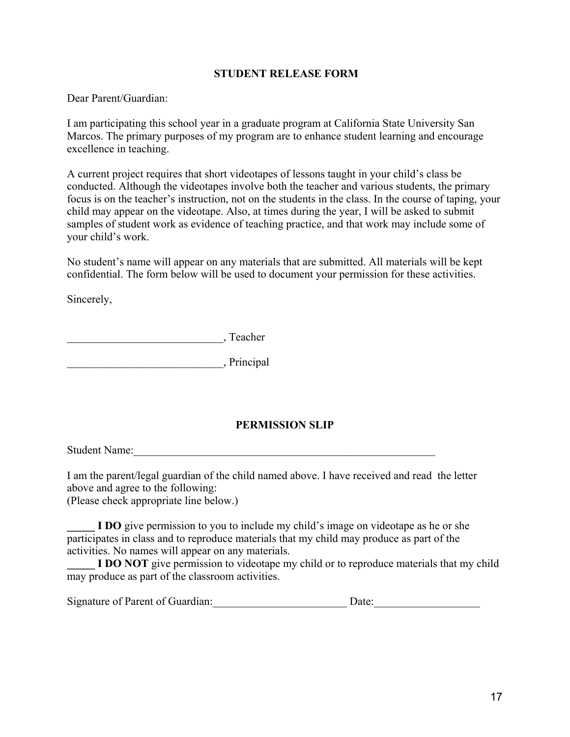## STUDENT RELEASE FORM

Dear Parent/Guardian:

I am participating this school year in a graduate program at California State University San Marcos. The primary purposes of my program are to enhance student learning and encourage excellence in teaching.

A current project requires that short videotapes of lessons taught in your child's class be conducted. Although the videotapes involve both the teacher and various students, the primary focus is on the teacher's instruction, not on the students in the class. In the course of taping, your child may appear on the videotape. Also, at times during the year, I will be asked to submit samples of student work as evidence of teaching practice, and that work may include some of your child's work.

No student's name will appear on any materials that are submitted. All materials will be kept confidential. The form below will be used to document your permission for these activities.

Sincerely,

____________________________, Teacher

____________________________, Principal

## PERMISSION SLIP

Student Name:__________________________________________________________

I am the parent/legal guardian of the child named above. I have received and read the letter above and agree to the following:
(Please check appropriate line below.)

**_____ I DO** give permission to you to include my child's image on videotape as he or she participates in class and to reproduce materials that my child may produce as part of the activities. No names will appear on any materials.

**_____ I DO NOT** give permission to videotape my child or to reproduce materials that my child may produce as part of the classroom activities.

Signature of Parent of Guardian:________________________ Date:___________________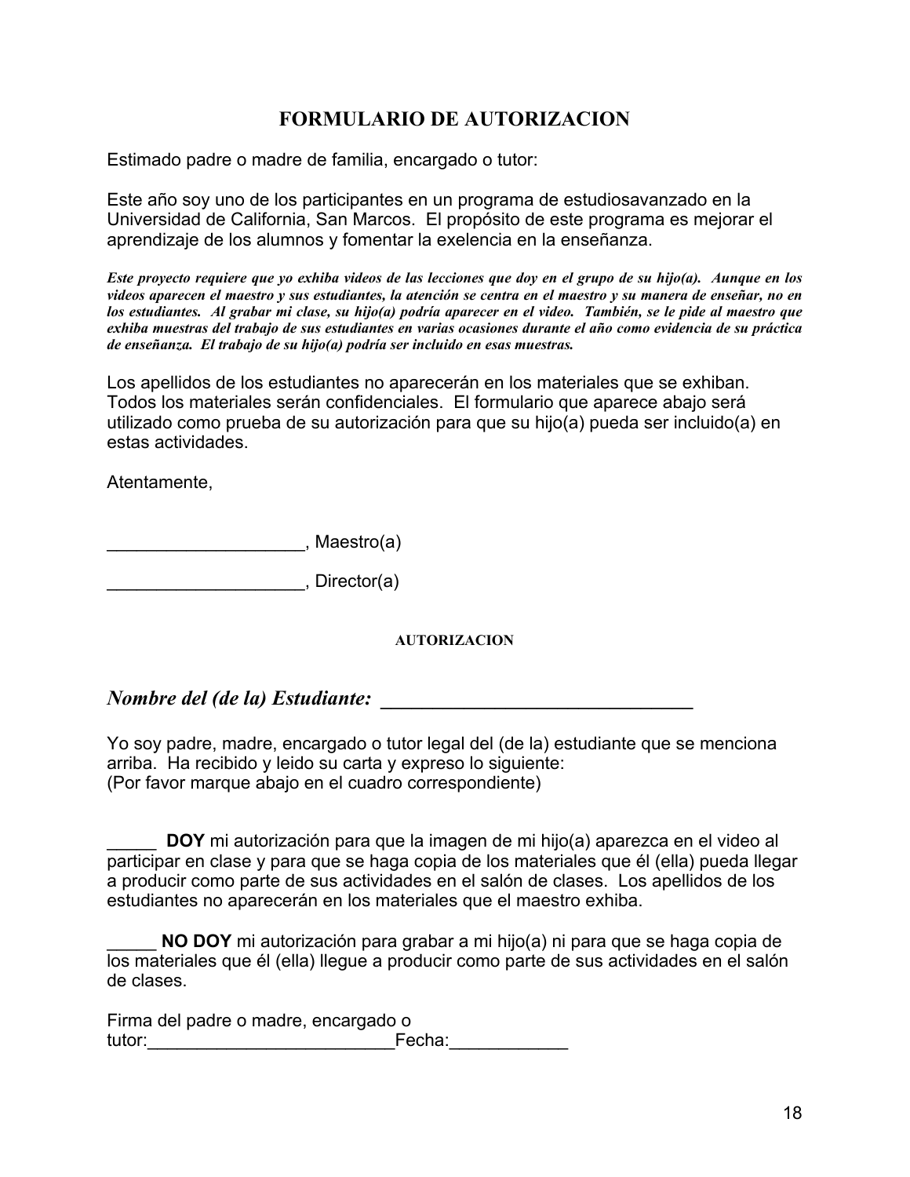# FORMULARIO DE AUTORIZACION

Estimado padre o madre de familia, encargado o tutor:

Este año soy uno de los participantes en un programa de estudiosavanzado en la Universidad de California, San Marcos. El propósito de este programa es mejorar el aprendizaje de los alumnos y fomentar la exelencia en la enseñanza.

***Este proyecto requiere que yo exhiba videos de las lecciones que doy en el grupo de su hijo(a). Aunque en los videos aparecen el maestro y sus estudiantes, la atención se centra en el maestro y su manera de enseñar, no en los estudiantes. Al grabar mi clase, su hijo(a) podría aparecer en el video. También, se le pide al maestro que exhiba muestras del trabajo de sus estudiantes en varias ocasiones durante el año como evidencia de su práctica de enseñanza. El trabajo de su hijo(a) podría ser incluido en esas muestras.***

Los apellidos de los estudiantes no aparecerán en los materiales que se exhiban. Todos los materiales serán confidenciales. El formulario que aparece abajo será utilizado como prueba de su autorización para que su hijo(a) pueda ser incluido(a) en estas actividades.

Atentamente,

____________________, Maestro(a)

____________________, Director(a)

### AUTORIZACION

***Nombre del (de la) Estudiante: ______________________________***

Yo soy padre, madre, encargado o tutor legal del (de la) estudiante que se menciona arriba. Ha recibido y leido su carta y expreso lo siguiente:
(Por favor marque abajo en el cuadro correspondiente)

_____ **DOY** mi autorización para que la imagen de mi hijo(a) aparezca en el video al participar en clase y para que se haga copia de los materiales que él (ella) pueda llegar a producir como parte de sus actividades en el salón de clases. Los apellidos de los estudiantes no aparecerán en los materiales que el maestro exhiba.

_____ **NO DOY** mi autorización para grabar a mi hijo(a) ni para que se haga copia de los materiales que él (ella) llegue a producir como parte de sus actividades en el salón de clases.

Firma del padre o madre, encargado o tutor:_________________________Fecha:____________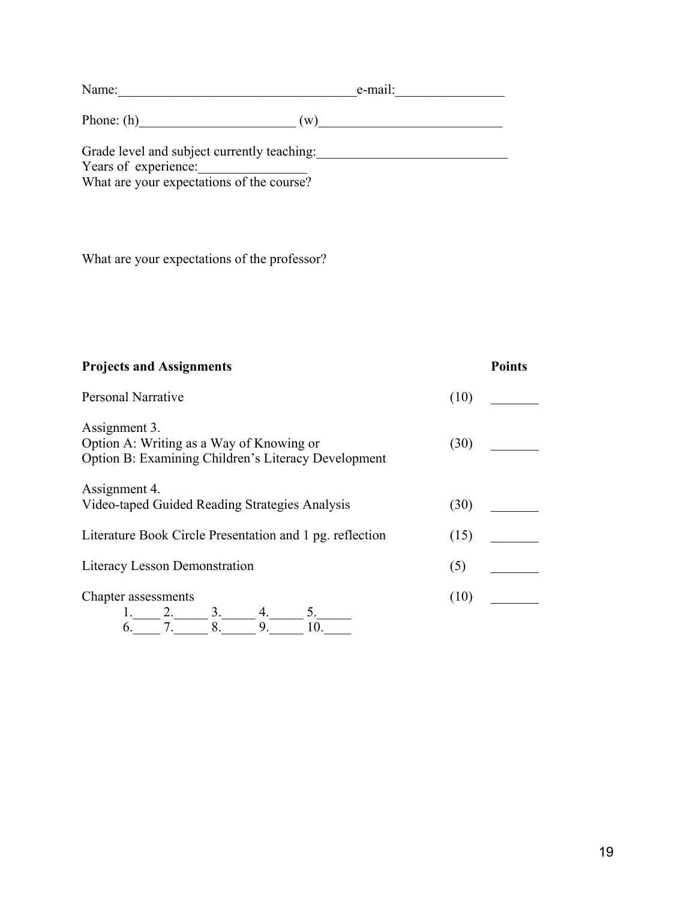Name:___________________________________e-mail:________________

Phone: (h)______________________ (w)__________________________

Grade level and subject currently teaching:____________________________
Years of experience:________________
What are your expectations of the course?

What are your expectations of the professor?

| **Projects and Assignments** | | **Points** |
|---|---|---|
| Personal Narrative | (10) | _______ |
| Assignment 3.<br>Option A: Writing as a Way of Knowing or<br>Option B: Examining Children's Literacy Development | (30) | _______ |
| Assignment 4.<br>Video-taped Guided Reading Strategies Analysis | (30) | _______ |
| Literature Book Circle Presentation and 1 pg. reflection | (15) | _______ |
| Literacy Lesson Demonstration | (5) | _______ |
| Chapter assessments<br>1.____ 2._____ 3._____ 4._____ 5._____<br>6.____ 7._____ 8._____ 9._____ 10.____ | (10) | _______ |